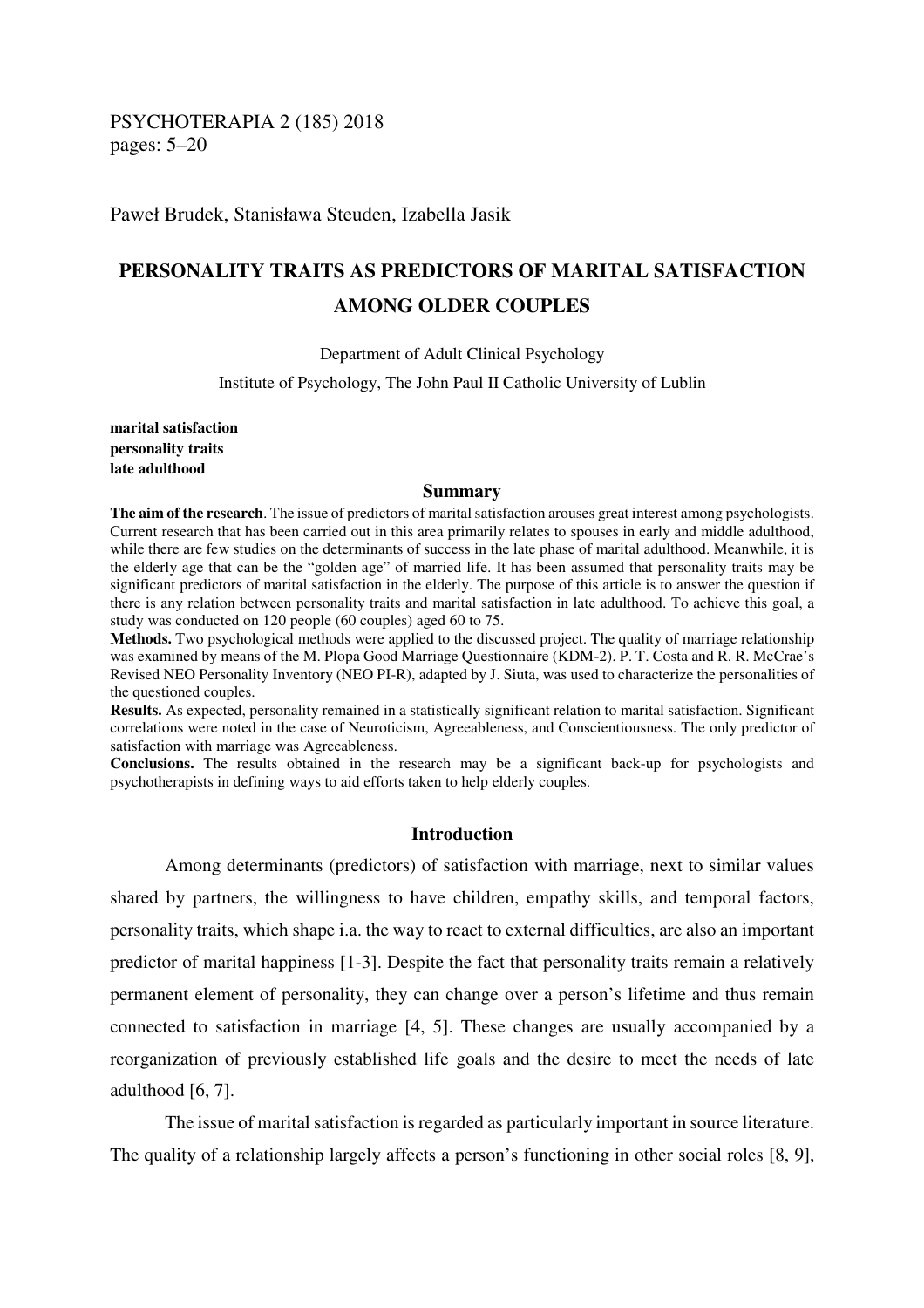PSYCHOTERAPIA 2 (185) 2018
pages: 5–20

Paweł Brudek, Stanisława Steuden, Izabella Jasik

# PERSONALITY TRAITS AS PREDICTORS OF MARITAL SATISFACTION AMONG OLDER COUPLES

Department of Adult Clinical Psychology

Institute of Psychology, The John Paul II Catholic University of Lublin

**marital satisfaction**
**personality traits**
**late adulthood**

## Summary

**The aim of the research**. The issue of predictors of marital satisfaction arouses great interest among psychologists. Current research that has been carried out in this area primarily relates to spouses in early and middle adulthood, while there are few studies on the determinants of success in the late phase of marital adulthood. Meanwhile, it is the elderly age that can be the "golden age" of married life. It has been assumed that personality traits may be significant predictors of marital satisfaction in the elderly. The purpose of this article is to answer the question if there is any relation between personality traits and marital satisfaction in late adulthood. To achieve this goal, a study was conducted on 120 people (60 couples) aged 60 to 75.

**Methods.** Two psychological methods were applied to the discussed project. The quality of marriage relationship was examined by means of the M. Plopa Good Marriage Questionnaire (KDM-2). P. T. Costa and R. R. McCrae's Revised NEO Personality Inventory (NEO PI-R), adapted by J. Siuta, was used to characterize the personalities of the questioned couples.

**Results.** As expected, personality remained in a statistically significant relation to marital satisfaction. Significant correlations were noted in the case of Neuroticism, Agreeableness, and Conscientiousness. The only predictor of satisfaction with marriage was Agreeableness.

**Conclusions.** The results obtained in the research may be a significant back-up for psychologists and psychotherapists in defining ways to aid efforts taken to help elderly couples.

## Introduction

Among determinants (predictors) of satisfaction with marriage, next to similar values shared by partners, the willingness to have children, empathy skills, and temporal factors, personality traits, which shape i.a. the way to react to external difficulties, are also an important predictor of marital happiness [1-3]. Despite the fact that personality traits remain a relatively permanent element of personality, they can change over a person's lifetime and thus remain connected to satisfaction in marriage [4, 5]. These changes are usually accompanied by a reorganization of previously established life goals and the desire to meet the needs of late adulthood [6, 7].

The issue of marital satisfaction is regarded as particularly important in source literature. The quality of a relationship largely affects a person's functioning in other social roles [8, 9],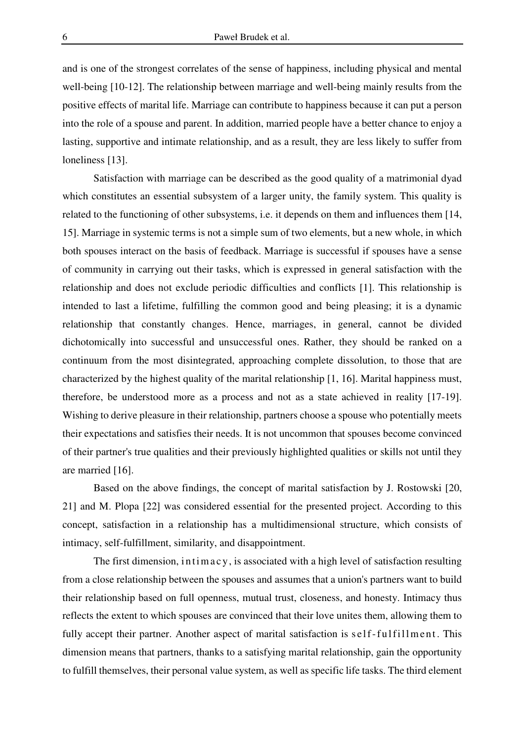and is one of the strongest correlates of the sense of happiness, including physical and mental well-being [10-12]. The relationship between marriage and well-being mainly results from the positive effects of marital life. Marriage can contribute to happiness because it can put a person into the role of a spouse and parent. In addition, married people have a better chance to enjoy a lasting, supportive and intimate relationship, and as a result, they are less likely to suffer from loneliness [13].

Satisfaction with marriage can be described as the good quality of a matrimonial dyad which constitutes an essential subsystem of a larger unity, the family system. This quality is related to the functioning of other subsystems, i.e. it depends on them and influences them [14, 15]. Marriage in systemic terms is not a simple sum of two elements, but a new whole, in which both spouses interact on the basis of feedback. Marriage is successful if spouses have a sense of community in carrying out their tasks, which is expressed in general satisfaction with the relationship and does not exclude periodic difficulties and conflicts [1]. This relationship is intended to last a lifetime, fulfilling the common good and being pleasing; it is a dynamic relationship that constantly changes. Hence, marriages, in general, cannot be divided dichotomically into successful and unsuccessful ones. Rather, they should be ranked on a continuum from the most disintegrated, approaching complete dissolution, to those that are characterized by the highest quality of the marital relationship [1, 16]. Marital happiness must, therefore, be understood more as a process and not as a state achieved in reality [17-19]. Wishing to derive pleasure in their relationship, partners choose a spouse who potentially meets their expectations and satisfies their needs. It is not uncommon that spouses become convinced of their partner's true qualities and their previously highlighted qualities or skills not until they are married [16].

Based on the above findings, the concept of marital satisfaction by J. Rostowski [20, 21] and M. Plopa [22] was considered essential for the presented project. According to this concept, satisfaction in a relationship has a multidimensional structure, which consists of intimacy, self-fulfillment, similarity, and disappointment.

The first dimension, intimacy, is associated with a high level of satisfaction resulting from a close relationship between the spouses and assumes that a union's partners want to build their relationship based on full openness, mutual trust, closeness, and honesty. Intimacy thus reflects the extent to which spouses are convinced that their love unites them, allowing them to fully accept their partner. Another aspect of marital satisfaction is self-fulfillment. This dimension means that partners, thanks to a satisfying marital relationship, gain the opportunity to fulfill themselves, their personal value system, as well as specific life tasks. The third element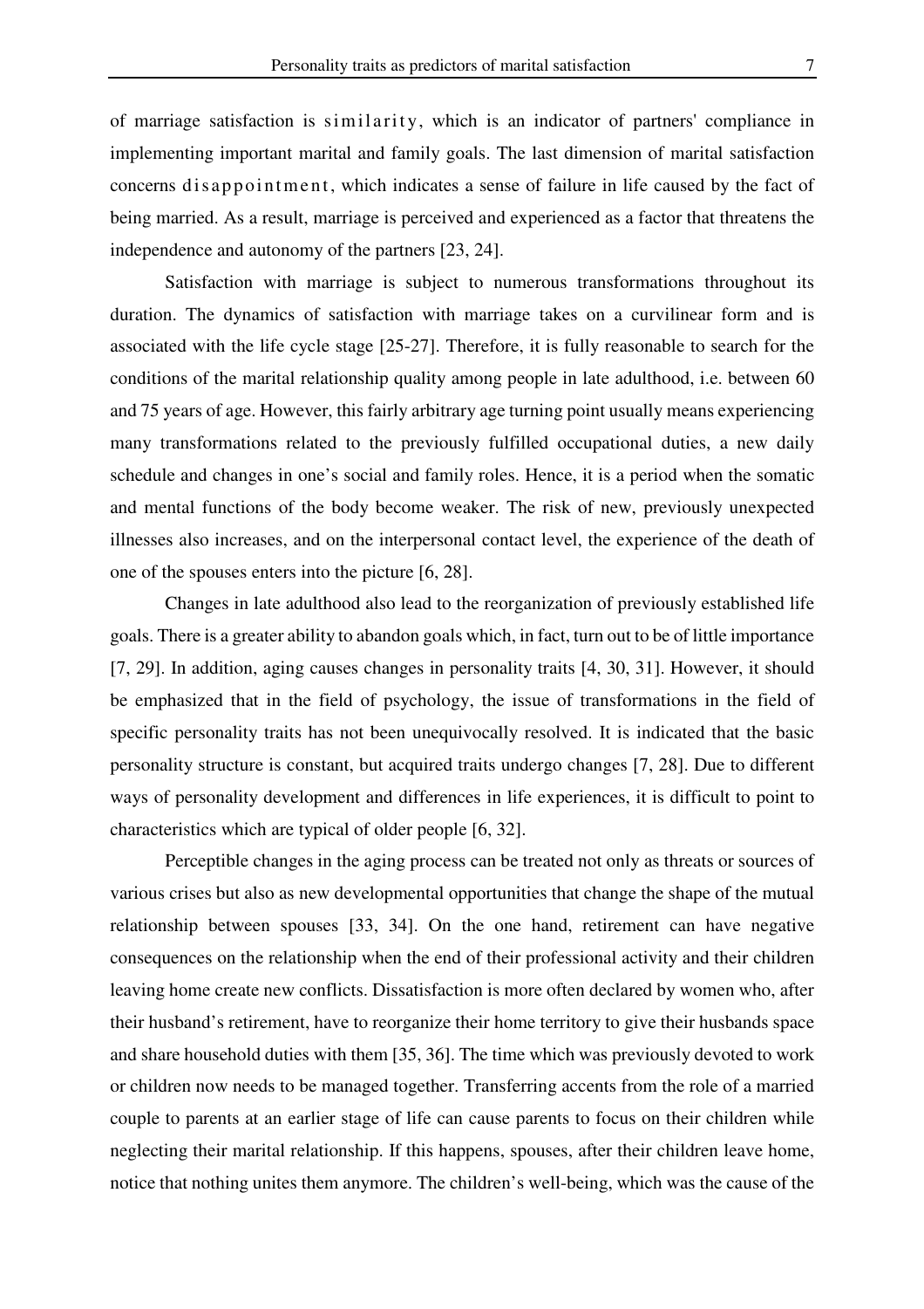of marriage satisfaction is similarity, which is an indicator of partners' compliance in implementing important marital and family goals. The last dimension of marital satisfaction concerns disappointment, which indicates a sense of failure in life caused by the fact of being married. As a result, marriage is perceived and experienced as a factor that threatens the independence and autonomy of the partners [23, 24].

Satisfaction with marriage is subject to numerous transformations throughout its duration. The dynamics of satisfaction with marriage takes on a curvilinear form and is associated with the life cycle stage [25-27]. Therefore, it is fully reasonable to search for the conditions of the marital relationship quality among people in late adulthood, i.e. between 60 and 75 years of age. However, this fairly arbitrary age turning point usually means experiencing many transformations related to the previously fulfilled occupational duties, a new daily schedule and changes in one's social and family roles. Hence, it is a period when the somatic and mental functions of the body become weaker. The risk of new, previously unexpected illnesses also increases, and on the interpersonal contact level, the experience of the death of one of the spouses enters into the picture [6, 28].

Changes in late adulthood also lead to the reorganization of previously established life goals. There is a greater ability to abandon goals which, in fact, turn out to be of little importance [7, 29]. In addition, aging causes changes in personality traits [4, 30, 31]. However, it should be emphasized that in the field of psychology, the issue of transformations in the field of specific personality traits has not been unequivocally resolved. It is indicated that the basic personality structure is constant, but acquired traits undergo changes [7, 28]. Due to different ways of personality development and differences in life experiences, it is difficult to point to characteristics which are typical of older people [6, 32].

Perceptible changes in the aging process can be treated not only as threats or sources of various crises but also as new developmental opportunities that change the shape of the mutual relationship between spouses [33, 34]. On the one hand, retirement can have negative consequences on the relationship when the end of their professional activity and their children leaving home create new conflicts. Dissatisfaction is more often declared by women who, after their husband's retirement, have to reorganize their home territory to give their husbands space and share household duties with them [35, 36]. The time which was previously devoted to work or children now needs to be managed together. Transferring accents from the role of a married couple to parents at an earlier stage of life can cause parents to focus on their children while neglecting their marital relationship. If this happens, spouses, after their children leave home, notice that nothing unites them anymore. The children's well-being, which was the cause of the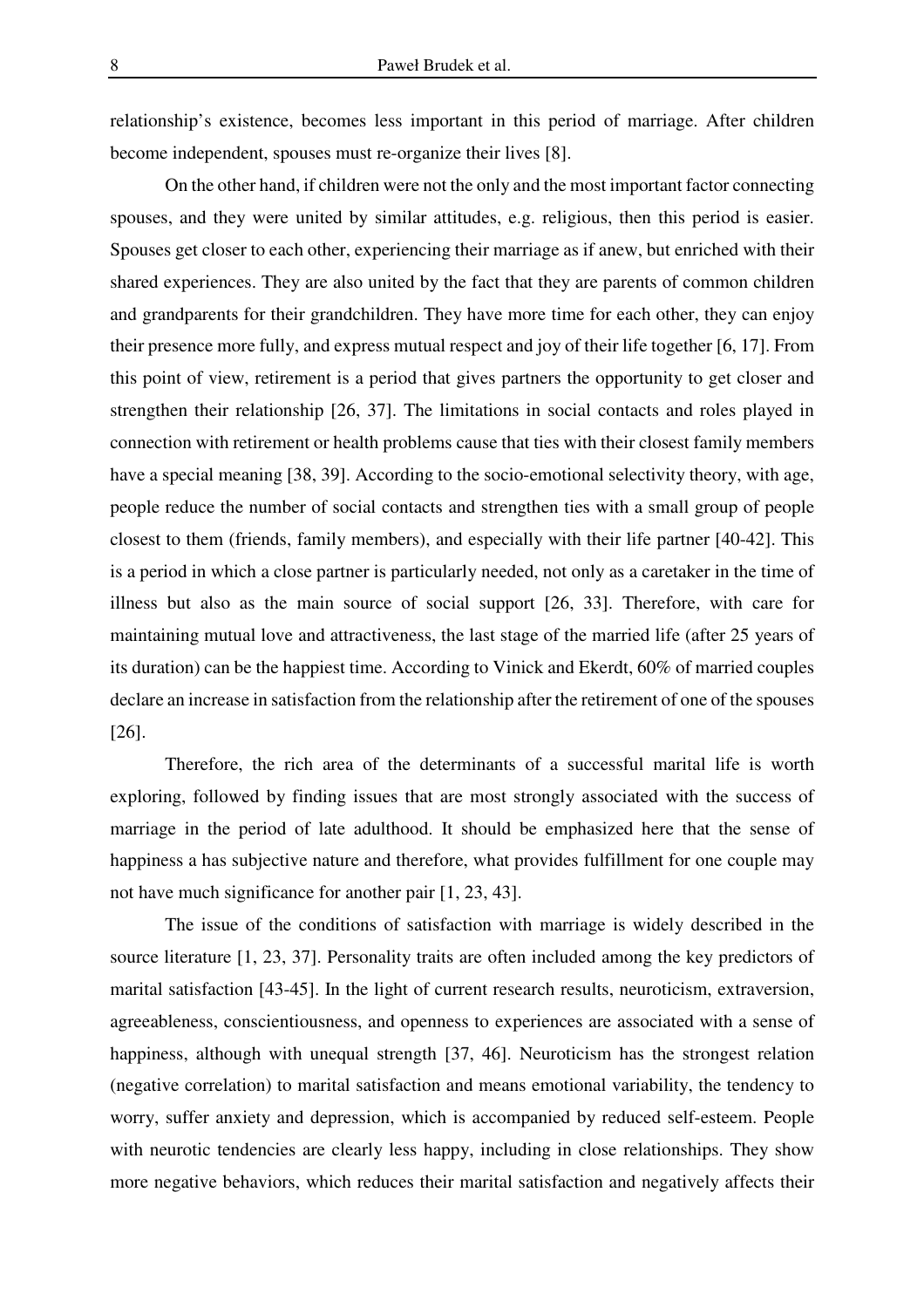relationship's existence, becomes less important in this period of marriage. After children become independent, spouses must re-organize their lives [8].

On the other hand, if children were not the only and the most important factor connecting spouses, and they were united by similar attitudes, e.g. religious, then this period is easier. Spouses get closer to each other, experiencing their marriage as if anew, but enriched with their shared experiences. They are also united by the fact that they are parents of common children and grandparents for their grandchildren. They have more time for each other, they can enjoy their presence more fully, and express mutual respect and joy of their life together [6, 17]. From this point of view, retirement is a period that gives partners the opportunity to get closer and strengthen their relationship [26, 37]. The limitations in social contacts and roles played in connection with retirement or health problems cause that ties with their closest family members have a special meaning [38, 39]. According to the socio-emotional selectivity theory, with age, people reduce the number of social contacts and strengthen ties with a small group of people closest to them (friends, family members), and especially with their life partner [40-42]. This is a period in which a close partner is particularly needed, not only as a caretaker in the time of illness but also as the main source of social support [26, 33]. Therefore, with care for maintaining mutual love and attractiveness, the last stage of the married life (after 25 years of its duration) can be the happiest time. According to Vinick and Ekerdt, 60% of married couples declare an increase in satisfaction from the relationship after the retirement of one of the spouses [26].

Therefore, the rich area of the determinants of a successful marital life is worth exploring, followed by finding issues that are most strongly associated with the success of marriage in the period of late adulthood. It should be emphasized here that the sense of happiness a has subjective nature and therefore, what provides fulfillment for one couple may not have much significance for another pair [1, 23, 43].

The issue of the conditions of satisfaction with marriage is widely described in the source literature [1, 23, 37]. Personality traits are often included among the key predictors of marital satisfaction [43-45]. In the light of current research results, neuroticism, extraversion, agreeableness, conscientiousness, and openness to experiences are associated with a sense of happiness, although with unequal strength [37, 46]. Neuroticism has the strongest relation (negative correlation) to marital satisfaction and means emotional variability, the tendency to worry, suffer anxiety and depression, which is accompanied by reduced self-esteem. People with neurotic tendencies are clearly less happy, including in close relationships. They show more negative behaviors, which reduces their marital satisfaction and negatively affects their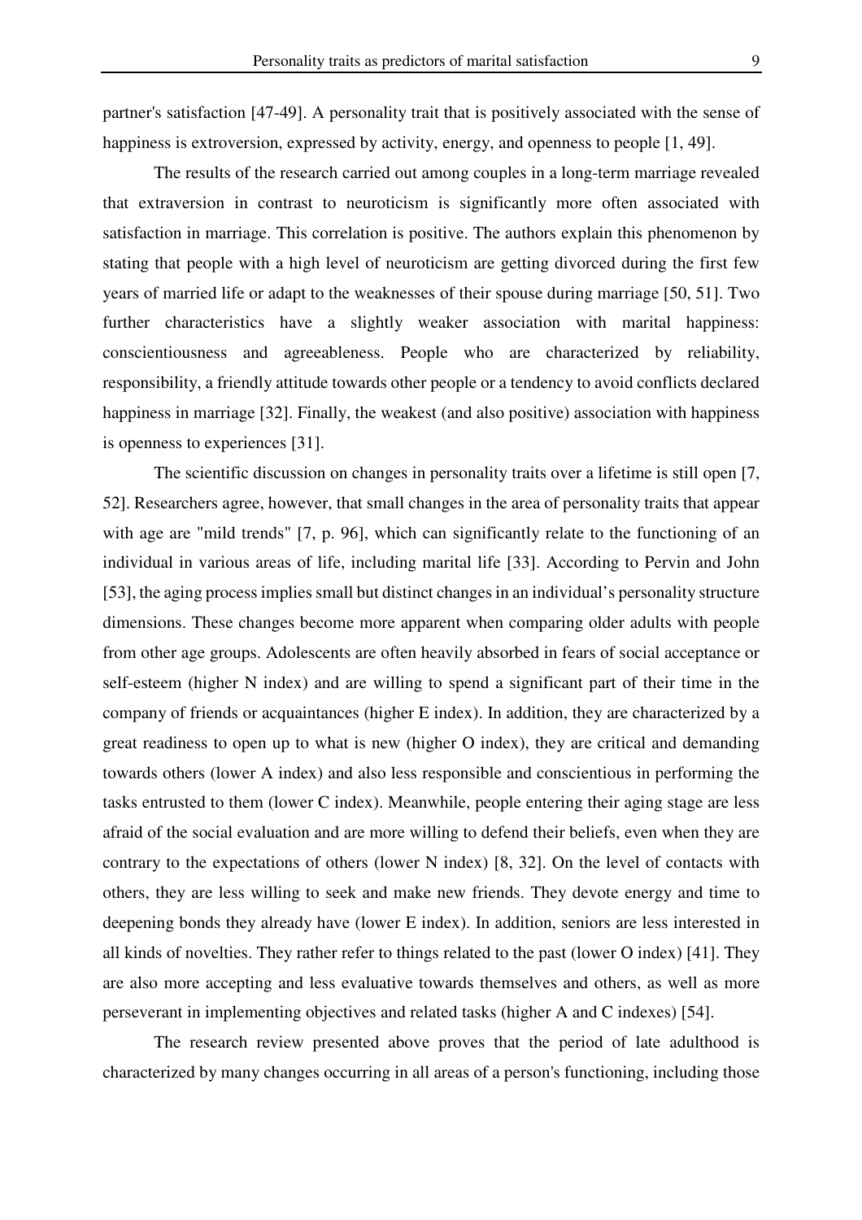partner's satisfaction [47-49]. A personality trait that is positively associated with the sense of happiness is extroversion, expressed by activity, energy, and openness to people [1, 49].

The results of the research carried out among couples in a long-term marriage revealed that extraversion in contrast to neuroticism is significantly more often associated with satisfaction in marriage. This correlation is positive. The authors explain this phenomenon by stating that people with a high level of neuroticism are getting divorced during the first few years of married life or adapt to the weaknesses of their spouse during marriage [50, 51]. Two further characteristics have a slightly weaker association with marital happiness: conscientiousness and agreeableness. People who are characterized by reliability, responsibility, a friendly attitude towards other people or a tendency to avoid conflicts declared happiness in marriage [32]. Finally, the weakest (and also positive) association with happiness is openness to experiences [31].

The scientific discussion on changes in personality traits over a lifetime is still open [7, 52]. Researchers agree, however, that small changes in the area of personality traits that appear with age are "mild trends" [7, p. 96], which can significantly relate to the functioning of an individual in various areas of life, including marital life [33]. According to Pervin and John [53], the aging process implies small but distinct changes in an individual's personality structure dimensions. These changes become more apparent when comparing older adults with people from other age groups. Adolescents are often heavily absorbed in fears of social acceptance or self-esteem (higher N index) and are willing to spend a significant part of their time in the company of friends or acquaintances (higher E index). In addition, they are characterized by a great readiness to open up to what is new (higher O index), they are critical and demanding towards others (lower A index) and also less responsible and conscientious in performing the tasks entrusted to them (lower C index). Meanwhile, people entering their aging stage are less afraid of the social evaluation and are more willing to defend their beliefs, even when they are contrary to the expectations of others (lower N index) [8, 32]. On the level of contacts with others, they are less willing to seek and make new friends. They devote energy and time to deepening bonds they already have (lower E index). In addition, seniors are less interested in all kinds of novelties. They rather refer to things related to the past (lower O index) [41]. They are also more accepting and less evaluative towards themselves and others, as well as more perseverant in implementing objectives and related tasks (higher A and C indexes) [54].

The research review presented above proves that the period of late adulthood is characterized by many changes occurring in all areas of a person's functioning, including those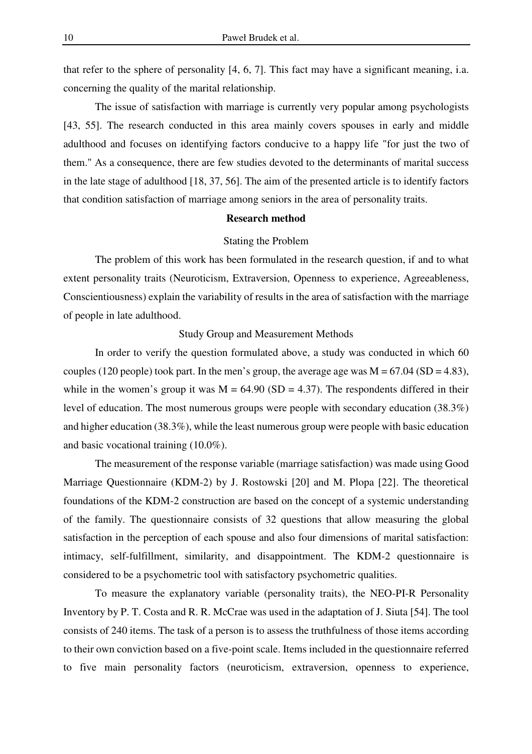that refer to the sphere of personality [4, 6, 7]. This fact may have a significant meaning, i.a. concerning the quality of the marital relationship.

The issue of satisfaction with marriage is currently very popular among psychologists [43, 55]. The research conducted in this area mainly covers spouses in early and middle adulthood and focuses on identifying factors conducive to a happy life "for just the two of them." As a consequence, there are few studies devoted to the determinants of marital success in the late stage of adulthood [18, 37, 56]. The aim of the presented article is to identify factors that condition satisfaction of marriage among seniors in the area of personality traits.

## Research method

### Stating the Problem

The problem of this work has been formulated in the research question, if and to what extent personality traits (Neuroticism, Extraversion, Openness to experience, Agreeableness, Conscientiousness) explain the variability of results in the area of satisfaction with the marriage of people in late adulthood.

### Study Group and Measurement Methods

In order to verify the question formulated above, a study was conducted in which 60 couples (120 people) took part. In the men's group, the average age was $M = 67.04$ ($SD = 4.83$), while in the women's group it was $M = 64.90$ ($SD = 4.37$). The respondents differed in their level of education. The most numerous groups were people with secondary education (38.3%) and higher education (38.3%), while the least numerous group were people with basic education and basic vocational training (10.0%).

The measurement of the response variable (marriage satisfaction) was made using Good Marriage Questionnaire (KDM-2) by J. Rostowski [20] and M. Plopa [22]. The theoretical foundations of the KDM-2 construction are based on the concept of a systemic understanding of the family. The questionnaire consists of 32 questions that allow measuring the global satisfaction in the perception of each spouse and also four dimensions of marital satisfaction: intimacy, self-fulfillment, similarity, and disappointment. The KDM-2 questionnaire is considered to be a psychometric tool with satisfactory psychometric qualities.

To measure the explanatory variable (personality traits), the NEO-PI-R Personality Inventory by P. T. Costa and R. R. McCrae was used in the adaptation of J. Siuta [54]. The tool consists of 240 items. The task of a person is to assess the truthfulness of those items according to their own conviction based on a five-point scale. Items included in the questionnaire referred to five main personality factors (neuroticism, extraversion, openness to experience,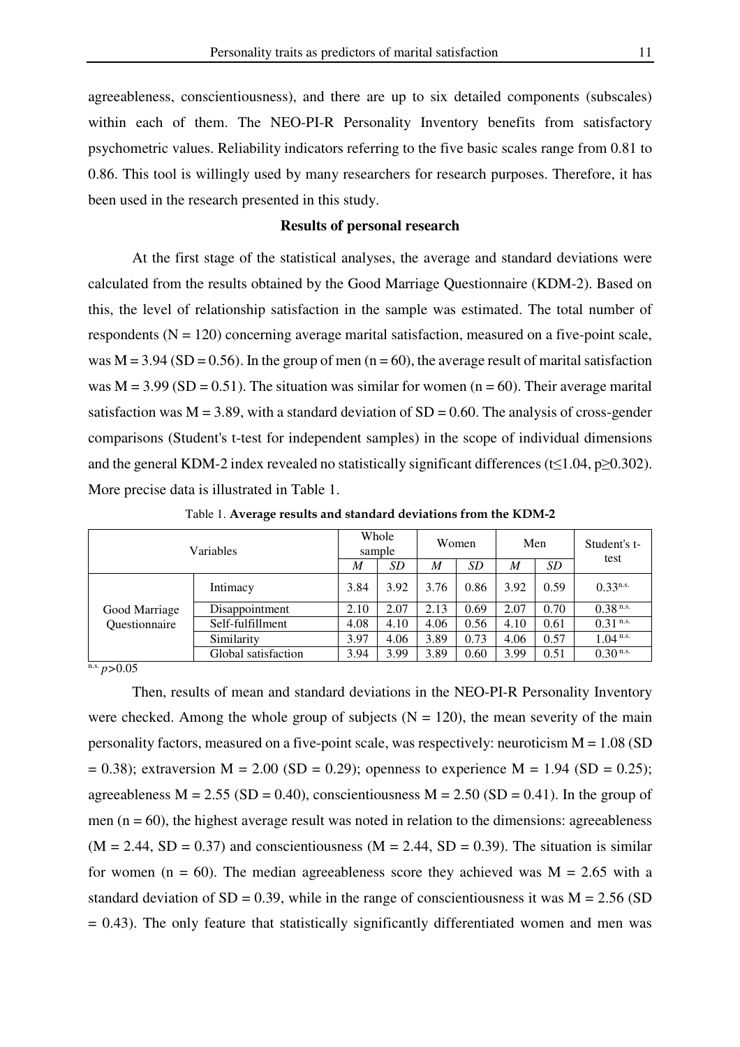agreeableness, conscientiousness), and there are up to six detailed components (subscales) within each of them. The NEO-PI-R Personality Inventory benefits from satisfactory psychometric values. Reliability indicators referring to the five basic scales range from 0.81 to 0.86. This tool is willingly used by many researchers for research purposes. Therefore, it has been used in the research presented in this study.

## Results of personal research

At the first stage of the statistical analyses, the average and standard deviations were calculated from the results obtained by the Good Marriage Questionnaire (KDM-2). Based on this, the level of relationship satisfaction in the sample was estimated. The total number of respondents (N = 120) concerning average marital satisfaction, measured on a five-point scale, was M = 3.94 (SD = 0.56). In the group of men (n = 60), the average result of marital satisfaction was M = 3.99 (SD = 0.51). The situation was similar for women (n = 60). Their average marital satisfaction was M = 3.89, with a standard deviation of SD = 0.60. The analysis of cross-gender comparisons (Student's t-test for independent samples) in the scope of individual dimensions and the general KDM-2 index revealed no statistically significant differences ($t \leq 1.04$, $p \geq 0.302$). More precise data is illustrated in Table 1.

Table 1. **Average results and standard deviations from the KDM-2**

| Variables | | Whole sample | | Women | | Men | | Student's t-test |
|---|---|---|---|---|---|---|---|---|
| | | *M* | *SD* | *M* | *SD* | *M* | *SD* | |
| Good Marriage Questionnaire | Intimacy | 3.84 | 3.92 | 3.76 | 0.86 | 3.92 | 0.59 | 0.33[n.s.] |
| | Disappointment | 2.10 | 2.07 | 2.13 | 0.69 | 2.07 | 0.70 | 0.38 [n.s.] |
| | Self-fulfillment | 4.08 | 4.10 | 4.06 | 0.56 | 4.10 | 0.61 | 0.31 [n.s.] |
| | Similarity | 3.97 | 4.06 | 3.89 | 0.73 | 4.06 | 0.57 | 1.04 [n.s.] |
| | Global satisfaction | 3.94 | 3.99 | 3.89 | 0.60 | 3.99 | 0.51 | 0.30 [n.s.] |

[n.s.] $p > 0.05$

Then, results of mean and standard deviations in the NEO-PI-R Personality Inventory were checked. Among the whole group of subjects (N = 120), the mean severity of the main personality factors, measured on a five-point scale, was respectively: neuroticism M = 1.08 (SD = 0.38); extraversion M = 2.00 (SD = 0.29); openness to experience M = 1.94 (SD = 0.25); agreeableness M = 2.55 (SD = 0.40), conscientiousness M = 2.50 (SD = 0.41). In the group of men (n = 60), the highest average result was noted in relation to the dimensions: agreeableness (M = 2.44, SD = 0.37) and conscientiousness (M = 2.44, SD = 0.39). The situation is similar for women (n = 60). The median agreeableness score they achieved was M = 2.65 with a standard deviation of SD = 0.39, while in the range of conscientiousness it was M = 2.56 (SD = 0.43). The only feature that statistically significantly differentiated women and men was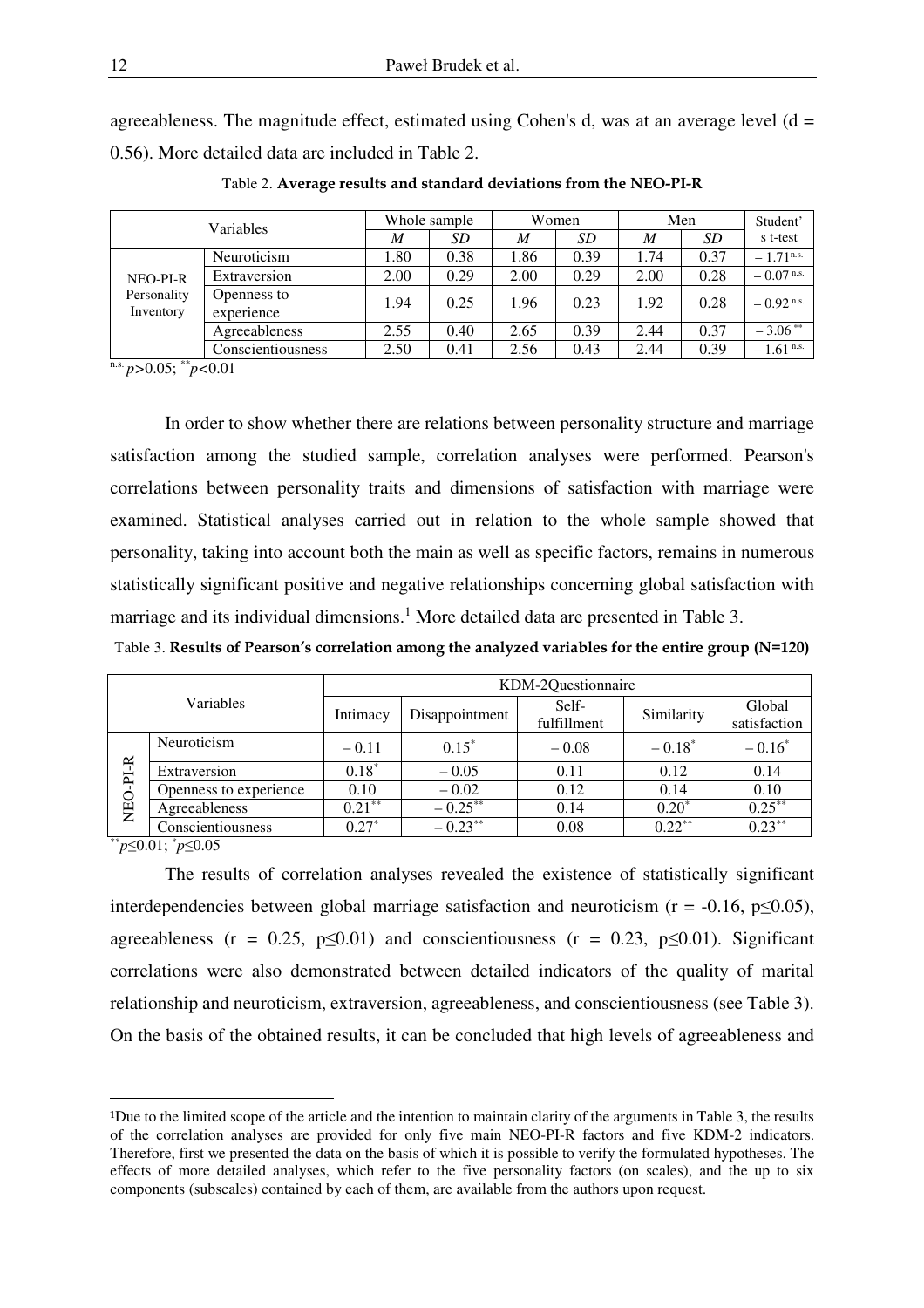agreeableness. The magnitude effect, estimated using Cohen's d, was at an average level (d = 0.56). More detailed data are included in Table 2.

Table 2. **Average results and standard deviations from the NEO-PI-R**

| Variables | | Whole sample | | Women | | Men | | Student's t-test |
|---|---|---|---|---|---|---|---|---|
| | | *M* | *SD* | *M* | *SD* | *M* | *SD* | |
| NEO-PI-R Personality Inventory | Neuroticism | 1.80 | 0.38 | 1.86 | 0.39 | 1.74 | 0.37 | – 1.71 n.s. |
| | Extraversion | 2.00 | 0.29 | 2.00 | 0.29 | 2.00 | 0.28 | – 0.07 n.s. |
| | Openness to experience | 1.94 | 0.25 | 1.96 | 0.23 | 1.92 | 0.28 | – 0.92 n.s. |
| | Agreeableness | 2.55 | 0.40 | 2.65 | 0.39 | 2.44 | 0.37 | – 3.06 ** |
| | Conscientiousness | 2.50 | 0.41 | 2.56 | 0.43 | 2.44 | 0.39 | – 1.61 n.s. |

n.s. $p>0.05$; ** $p<0.01$

In order to show whether there are relations between personality structure and marriage satisfaction among the studied sample, correlation analyses were performed. Pearson's correlations between personality traits and dimensions of satisfaction with marriage were examined. Statistical analyses carried out in relation to the whole sample showed that personality, taking into account both the main as well as specific factors, remains in numerous statistically significant positive and negative relationships concerning global satisfaction with marriage and its individual dimensions.[1] More detailed data are presented in Table 3.

Table 3. **Results of Pearson's correlation among the analyzed variables for the entire group (N=120)**

| Variables | | KDM-2Questionnaire | | | | |
|---|---|---|---|---|---|---|
| | | Intimacy | Disappointment | Self-fulfillment | Similarity | Global satisfaction |
| NEO-PI-R | Neuroticism | – 0.11 | 0.15* | – 0.08 | – 0.18* | – 0.16* |
| | Extraversion | 0.18* | – 0.05 | 0.11 | 0.12 | 0.14 |
| | Openness to experience | 0.10 | – 0.02 | 0.12 | 0.14 | 0.10 |
| | Agreeableness | 0.21** | – 0.25** | 0.14 | 0.20* | 0.25** |
| | Conscientiousness | 0.27* | – 0.23** | 0.08 | 0.22** | 0.23** |

** $p\leq0.01$; * $p\leq0.05$

The results of correlation analyses revealed the existence of statistically significant interdependencies between global marriage satisfaction and neuroticism ($r = -0.16$, $p\leq0.05$), agreeableness ($r = 0.25$, $p\leq0.01$) and conscientiousness ($r = 0.23$, $p\leq0.01$). Significant correlations were also demonstrated between detailed indicators of the quality of marital relationship and neuroticism, extraversion, agreeableness, and conscientiousness (see Table 3). On the basis of the obtained results, it can be concluded that high levels of agreeableness and

[1] Due to the limited scope of the article and the intention to maintain clarity of the arguments in Table 3, the results of the correlation analyses are provided for only five main NEO-PI-R factors and five KDM-2 indicators. Therefore, first we presented the data on the basis of which it is possible to verify the formulated hypotheses. The effects of more detailed analyses, which refer to the five personality factors (on scales), and the up to six components (subscales) contained by each of them, are available from the authors upon request.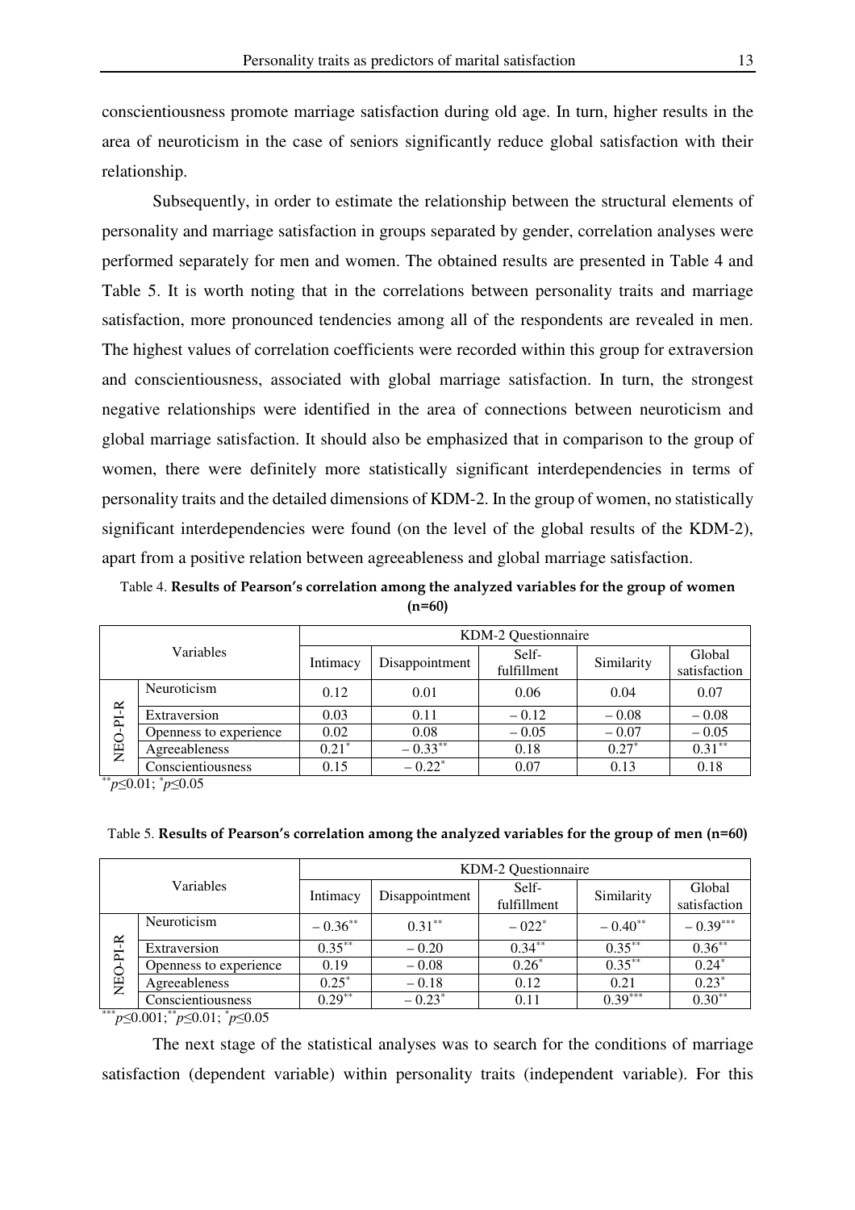conscientiousness promote marriage satisfaction during old age. In turn, higher results in the area of neuroticism in the case of seniors significantly reduce global satisfaction with their relationship.

Subsequently, in order to estimate the relationship between the structural elements of personality and marriage satisfaction in groups separated by gender, correlation analyses were performed separately for men and women. The obtained results are presented in Table 4 and Table 5. It is worth noting that in the correlations between personality traits and marriage satisfaction, more pronounced tendencies among all of the respondents are revealed in men. The highest values of correlation coefficients were recorded within this group for extraversion and conscientiousness, associated with global marriage satisfaction. In turn, the strongest negative relationships were identified in the area of connections between neuroticism and global marriage satisfaction. It should also be emphasized that in comparison to the group of women, there were definitely more statistically significant interdependencies in terms of personality traits and the detailed dimensions of KDM-2. In the group of women, no statistically significant interdependencies were found (on the level of the global results of the KDM-2), apart from a positive relation between agreeableness and global marriage satisfaction.

Table 4. **Results of Pearson's correlation among the analyzed variables for the group of women (n=60)**

| Variables | | KDM-2 Questionnaire | | | | |
|---|---|---|---|---|---|---|
| | | Intimacy | Disappointment | Self-fulfillment | Similarity | Global satisfaction |
| NEO-PI-R | Neuroticism | 0.12 | 0.01 | 0.06 | 0.04 | 0.07 |
| | Extraversion | 0.03 | 0.11 | – 0.12 | – 0.08 | – 0.08 |
| | Openness to experience | 0.02 | 0.08 | – 0.05 | – 0.07 | – 0.05 |
| | Agreeableness | $0.21^{*}$ | $– 0.33^{**}$ | 0.18 | $0.27^{*}$ | $0.31^{**}$ |
| | Conscientiousness | 0.15 | $– 0.22^{*}$ | 0.07 | 0.13 | 0.18 |

$^{**}p \leq 0.01$; $^{*}p \leq 0.05$

Table 5. **Results of Pearson's correlation among the analyzed variables for the group of men (n=60)**

| Variables | | KDM-2 Questionnaire | | | | |
|---|---|---|---|---|---|---|
| | | Intimacy | Disappointment | Self-fulfillment | Similarity | Global satisfaction |
| NEO-PI-R | Neuroticism | $– 0.36^{**}$ | $0.31^{**}$ | $– 022^{*}$ | $– 0.40^{**}$ | $– 0.39^{***}$ |
| | Extraversion | $0.35^{**}$ | – 0.20 | $0.34^{**}$ | $0.35^{**}$ | $0.36^{**}$ |
| | Openness to experience | 0.19 | – 0.08 | $0.26^{*}$ | $0.35^{**}$ | $0.24^{*}$ |
| | Agreeableness | $0.25^{*}$ | – 0.18 | 0.12 | 0.21 | $0.23^{*}$ |
| | Conscientiousness | $0.29^{**}$ | $– 0.23^{*}$ | 0.11 | $0.39^{***}$ | $0.30^{**}$ |

$^{***}p \leq 0.001$; $^{**}p \leq 0.01$; $^{*}p \leq 0.05$

The next stage of the statistical analyses was to search for the conditions of marriage satisfaction (dependent variable) within personality traits (independent variable). For this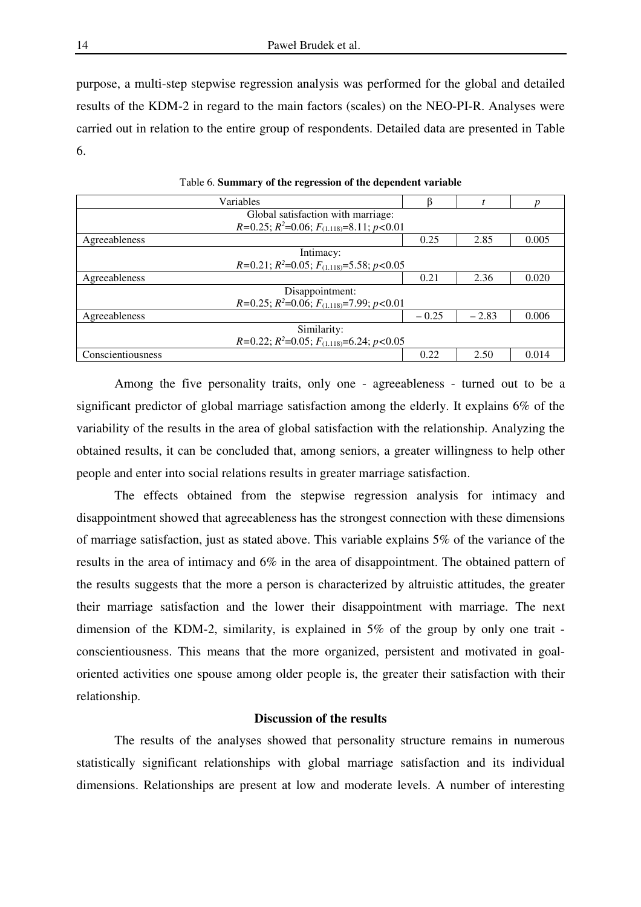purpose, a multi-step stepwise regression analysis was performed for the global and detailed results of the KDM-2 in regard to the main factors (scales) on the NEO-PI-R. Analyses were carried out in relation to the entire group of respondents. Detailed data are presented in Table 6.

Table 6. **Summary of the regression of the dependent variable**

| Variables | β | *t* | *p* |
|---|---|---|---|
| Global satisfaction with marriage: $R$=0.25; $R^2$=0.06; $F_{(1.118)}$=8.11; $p$<0.01 | | | |
| Agreeableness | 0.25 | 2.85 | 0.005 |
| Intimacy: $R$=0.21; $R^2$=0.05; $F_{(1.118)}$=5.58; $p$<0.05 | | | |
| Agreeableness | 0.21 | 2.36 | 0.020 |
| Disappointment: $R$=0.25; $R^2$=0.06; $F_{(1.118)}$=7.99; $p$<0.01 | | | |
| Agreeableness | – 0.25 | – 2.83 | 0.006 |
| Similarity: $R$=0.22; $R^2$=0.05; $F_{(1.118)}$=6.24; $p$<0.05 | | | |
| Conscientiousness | 0.22 | 2.50 | 0.014 |

Among the five personality traits, only one - agreeableness - turned out to be a significant predictor of global marriage satisfaction among the elderly. It explains 6% of the variability of the results in the area of global satisfaction with the relationship. Analyzing the obtained results, it can be concluded that, among seniors, a greater willingness to help other people and enter into social relations results in greater marriage satisfaction.

The effects obtained from the stepwise regression analysis for intimacy and disappointment showed that agreeableness has the strongest connection with these dimensions of marriage satisfaction, just as stated above. This variable explains 5% of the variance of the results in the area of intimacy and 6% in the area of disappointment. The obtained pattern of the results suggests that the more a person is characterized by altruistic attitudes, the greater their marriage satisfaction and the lower their disappointment with marriage. The next dimension of the KDM-2, similarity, is explained in 5% of the group by only one trait - conscientiousness. This means that the more organized, persistent and motivated in goal-oriented activities one spouse among older people is, the greater their satisfaction with their relationship.

## Discussion of the results

The results of the analyses showed that personality structure remains in numerous statistically significant relationships with global marriage satisfaction and its individual dimensions. Relationships are present at low and moderate levels. A number of interesting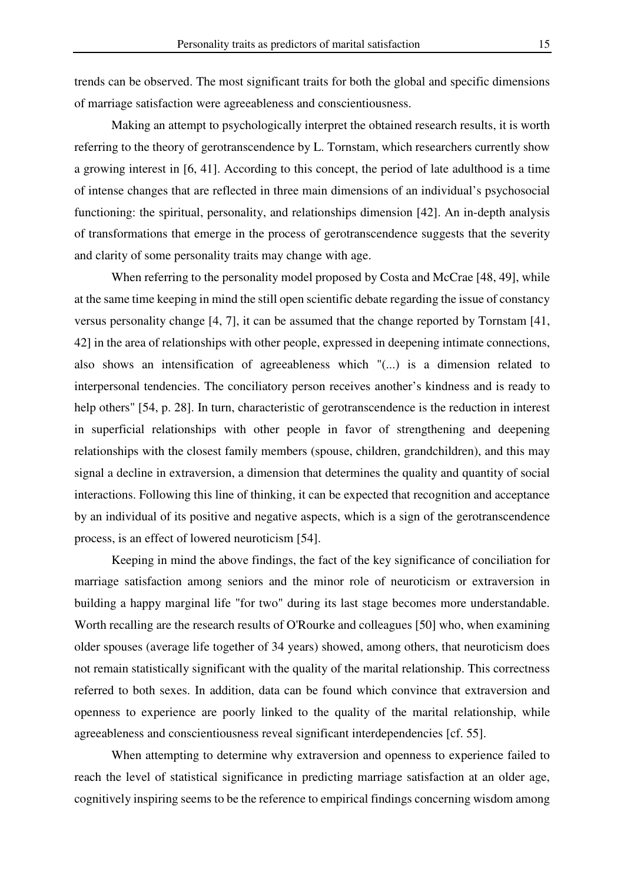trends can be observed. The most significant traits for both the global and specific dimensions of marriage satisfaction were agreeableness and conscientiousness.

Making an attempt to psychologically interpret the obtained research results, it is worth referring to the theory of gerotranscendence by L. Tornstam, which researchers currently show a growing interest in [6, 41]. According to this concept, the period of late adulthood is a time of intense changes that are reflected in three main dimensions of an individual's psychosocial functioning: the spiritual, personality, and relationships dimension [42]. An in-depth analysis of transformations that emerge in the process of gerotranscendence suggests that the severity and clarity of some personality traits may change with age.

When referring to the personality model proposed by Costa and McCrae [48, 49], while at the same time keeping in mind the still open scientific debate regarding the issue of constancy versus personality change [4, 7], it can be assumed that the change reported by Tornstam [41, 42] in the area of relationships with other people, expressed in deepening intimate connections, also shows an intensification of agreeableness which "(...) is a dimension related to interpersonal tendencies. The conciliatory person receives another's kindness and is ready to help others" [54, p. 28]. In turn, characteristic of gerotranscendence is the reduction in interest in superficial relationships with other people in favor of strengthening and deepening relationships with the closest family members (spouse, children, grandchildren), and this may signal a decline in extraversion, a dimension that determines the quality and quantity of social interactions. Following this line of thinking, it can be expected that recognition and acceptance by an individual of its positive and negative aspects, which is a sign of the gerotranscendence process, is an effect of lowered neuroticism [54].

Keeping in mind the above findings, the fact of the key significance of conciliation for marriage satisfaction among seniors and the minor role of neuroticism or extraversion in building a happy marginal life "for two" during its last stage becomes more understandable. Worth recalling are the research results of O'Rourke and colleagues [50] who, when examining older spouses (average life together of 34 years) showed, among others, that neuroticism does not remain statistically significant with the quality of the marital relationship. This correctness referred to both sexes. In addition, data can be found which convince that extraversion and openness to experience are poorly linked to the quality of the marital relationship, while agreeableness and conscientiousness reveal significant interdependencies [cf. 55].

When attempting to determine why extraversion and openness to experience failed to reach the level of statistical significance in predicting marriage satisfaction at an older age, cognitively inspiring seems to be the reference to empirical findings concerning wisdom among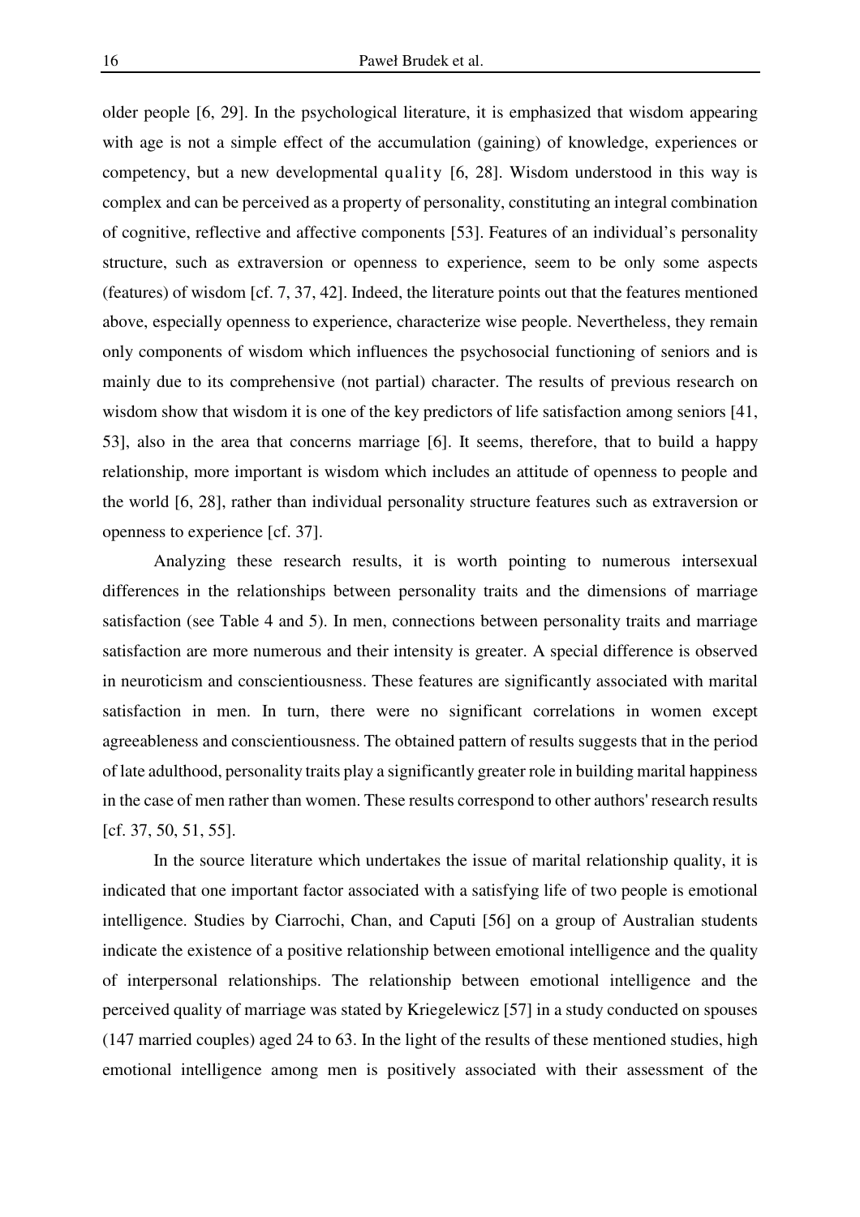older people [6, 29]. In the psychological literature, it is emphasized that wisdom appearing with age is not a simple effect of the accumulation (gaining) of knowledge, experiences or competency, but a new developmental quality [6, 28]. Wisdom understood in this way is complex and can be perceived as a property of personality, constituting an integral combination of cognitive, reflective and affective components [53]. Features of an individual's personality structure, such as extraversion or openness to experience, seem to be only some aspects (features) of wisdom [cf. 7, 37, 42]. Indeed, the literature points out that the features mentioned above, especially openness to experience, characterize wise people. Nevertheless, they remain only components of wisdom which influences the psychosocial functioning of seniors and is mainly due to its comprehensive (not partial) character. The results of previous research on wisdom show that wisdom it is one of the key predictors of life satisfaction among seniors [41, 53], also in the area that concerns marriage [6]. It seems, therefore, that to build a happy relationship, more important is wisdom which includes an attitude of openness to people and the world [6, 28], rather than individual personality structure features such as extraversion or openness to experience [cf. 37].

Analyzing these research results, it is worth pointing to numerous intersexual differences in the relationships between personality traits and the dimensions of marriage satisfaction (see Table 4 and 5). In men, connections between personality traits and marriage satisfaction are more numerous and their intensity is greater. A special difference is observed in neuroticism and conscientiousness. These features are significantly associated with marital satisfaction in men. In turn, there were no significant correlations in women except agreeableness and conscientiousness. The obtained pattern of results suggests that in the period of late adulthood, personality traits play a significantly greater role in building marital happiness in the case of men rather than women. These results correspond to other authors' research results [cf. 37, 50, 51, 55].

In the source literature which undertakes the issue of marital relationship quality, it is indicated that one important factor associated with a satisfying life of two people is emotional intelligence. Studies by Ciarrochi, Chan, and Caputi [56] on a group of Australian students indicate the existence of a positive relationship between emotional intelligence and the quality of interpersonal relationships. The relationship between emotional intelligence and the perceived quality of marriage was stated by Kriegelewicz [57] in a study conducted on spouses (147 married couples) aged 24 to 63. In the light of the results of these mentioned studies, high emotional intelligence among men is positively associated with their assessment of the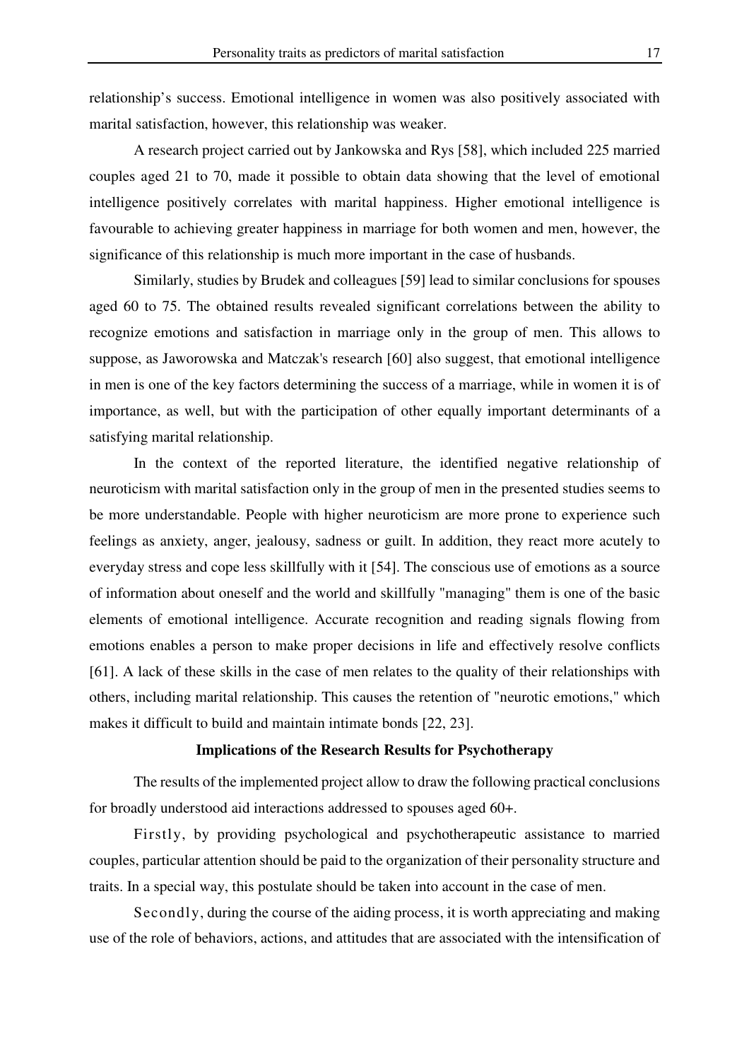relationship's success. Emotional intelligence in women was also positively associated with marital satisfaction, however, this relationship was weaker.

A research project carried out by Jankowska and Rys [58], which included 225 married couples aged 21 to 70, made it possible to obtain data showing that the level of emotional intelligence positively correlates with marital happiness. Higher emotional intelligence is favourable to achieving greater happiness in marriage for both women and men, however, the significance of this relationship is much more important in the case of husbands.

Similarly, studies by Brudek and colleagues [59] lead to similar conclusions for spouses aged 60 to 75. The obtained results revealed significant correlations between the ability to recognize emotions and satisfaction in marriage only in the group of men. This allows to suppose, as Jaworowska and Matczak's research [60] also suggest, that emotional intelligence in men is one of the key factors determining the success of a marriage, while in women it is of importance, as well, but with the participation of other equally important determinants of a satisfying marital relationship.

In the context of the reported literature, the identified negative relationship of neuroticism with marital satisfaction only in the group of men in the presented studies seems to be more understandable. People with higher neuroticism are more prone to experience such feelings as anxiety, anger, jealousy, sadness or guilt. In addition, they react more acutely to everyday stress and cope less skillfully with it [54]. The conscious use of emotions as a source of information about oneself and the world and skillfully "managing" them is one of the basic elements of emotional intelligence. Accurate recognition and reading signals flowing from emotions enables a person to make proper decisions in life and effectively resolve conflicts [61]. A lack of these skills in the case of men relates to the quality of their relationships with others, including marital relationship. This causes the retention of "neurotic emotions," which makes it difficult to build and maintain intimate bonds [22, 23].

## Implications of the Research Results for Psychotherapy

The results of the implemented project allow to draw the following practical conclusions for broadly understood aid interactions addressed to spouses aged 60+.

Firstly, by providing psychological and psychotherapeutic assistance to married couples, particular attention should be paid to the organization of their personality structure and traits. In a special way, this postulate should be taken into account in the case of men.

Secondly, during the course of the aiding process, it is worth appreciating and making use of the role of behaviors, actions, and attitudes that are associated with the intensification of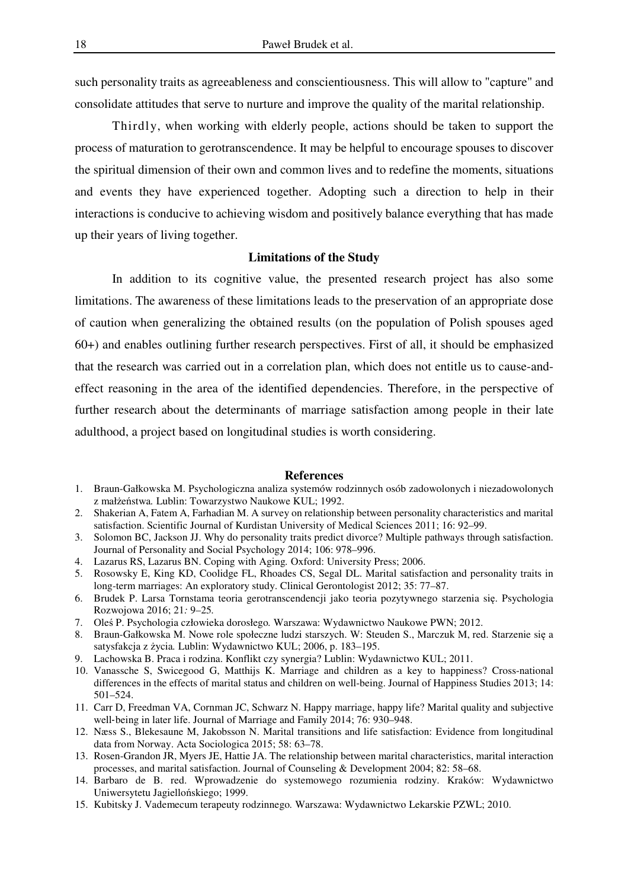such personality traits as agreeableness and conscientiousness. This will allow to "capture" and consolidate attitudes that serve to nurture and improve the quality of the marital relationship.

Thirdly, when working with elderly people, actions should be taken to support the process of maturation to gerotranscendence. It may be helpful to encourage spouses to discover the spiritual dimension of their own and common lives and to redefine the moments, situations and events they have experienced together. Adopting such a direction to help in their interactions is conducive to achieving wisdom and positively balance everything that has made up their years of living together.

## Limitations of the Study

In addition to its cognitive value, the presented research project has also some limitations. The awareness of these limitations leads to the preservation of an appropriate dose of caution when generalizing the obtained results (on the population of Polish spouses aged 60+) and enables outlining further research perspectives. First of all, it should be emphasized that the research was carried out in a correlation plan, which does not entitle us to cause-and-effect reasoning in the area of the identified dependencies. Therefore, in the perspective of further research about the determinants of marriage satisfaction among people in their late adulthood, a project based on longitudinal studies is worth considering.

## References

1. Braun-Gałkowska M. Psychologiczna analiza systemów rodzinnych osób zadowolonych i niezadowolonych z małżeństwa. Lublin: Towarzystwo Naukowe KUL; 1992.
2. Shakerian A, Fatem A, Farhadian M. A survey on relationship between personality characteristics and marital satisfaction. Scientific Journal of Kurdistan University of Medical Sciences 2011; 16: 92–99.
3. Solomon BC, Jackson JJ. Why do personality traits predict divorce? Multiple pathways through satisfaction. Journal of Personality and Social Psychology 2014; 106: 978–996.
4. Lazarus RS, Lazarus BN. Coping with Aging. Oxford: University Press; 2006.
5. Rosowsky E, King KD, Coolidge FL, Rhoades CS, Segal DL. Marital satisfaction and personality traits in long-term marriages: An exploratory study. Clinical Gerontologist 2012; 35: 77–87.
6. Brudek P. Larsa Tornstama teoria gerotranscendencji jako teoria pozytywnego starzenia się. Psychologia Rozwojowa 2016; 21: 9–25.
7. Oleś P. Psychologia człowieka dorosłego. Warszawa: Wydawnictwo Naukowe PWN; 2012.
8. Braun-Gałkowska M. Nowe role społeczne ludzi starszych. W: Steuden S., Marczuk M, red. Starzenie się a satysfakcja z życia. Lublin: Wydawnictwo KUL; 2006, p. 183–195.
9. Lachowska B. Praca i rodzina. Konflikt czy synergia? Lublin: Wydawnictwo KUL; 2011.
10. Vanassche S, Swicegood G, Matthijs K. Marriage and children as a key to happiness? Cross-national differences in the effects of marital status and children on well-being. Journal of Happiness Studies 2013; 14: 501–524.
11. Carr D, Freedman VA, Cornman JC, Schwarz N. Happy marriage, happy life? Marital quality and subjective well-being in later life. Journal of Marriage and Family 2014; 76: 930–948.
12. Næss S., Blekesaune M, Jakobsson N. Marital transitions and life satisfaction: Evidence from longitudinal data from Norway. Acta Sociologica 2015; 58: 63–78.
13. Rosen-Grandon JR, Myers JE, Hattie JA. The relationship between marital characteristics, marital interaction processes, and marital satisfaction. Journal of Counseling & Development 2004; 82: 58–68.
14. Barbaro de B. red. Wprowadzenie do systemowego rozumienia rodziny. Kraków: Wydawnictwo Uniwersytetu Jagiellońskiego; 1999.
15. Kubitsky J. Vademecum terapeuty rodzinnego. Warszawa: Wydawnictwo Lekarskie PZWL; 2010.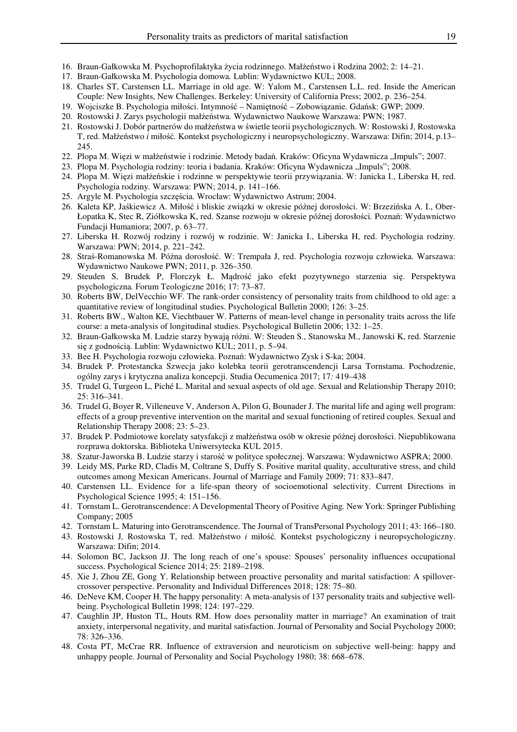16. Braun-Gałkowska M. Psychoprofilaktyka życia rodzinnego. Małżeństwo i Rodzina 2002; 2: 14–21.
17. Braun-Gałkowska M. Psychologia domowa. Lublin: Wydawnictwo KUL; 2008.
18. Charles ST, Carstensen LL. Marriage in old age. W: Yalom M., Carstensen L.L. red. Inside the American Couple: New Insights, New Challenges. Berkeley: University of California Press; 2002, p. 236–254.
19. Wojciszke B. Psychologia miłości. Intymność – Namiętność – Zobowiązanie. Gdańsk: GWP; 2009.
20. Rostowski J. Zarys psychologii małżeństwa. Wydawnictwo Naukowe Warszawa: PWN; 1987.
21. Rostowski J. Dobór partnerów do małżeństwa w świetle teorii psychologicznych. W: Rostowski J, Rostowska T, red. Małżeństwo *i* miłość. Kontekst psychologiczny i neuropsychologiczny. Warszawa: Difin; 2014, p.13–245.
22. Plopa M. Więzi w małżeństwie i rodzinie. Metody badań. Kraków: Oficyna Wydawnicza „Impuls"; 2007.
23. Plopa M. Psychologia rodziny: teoria i badania. Kraków: Oficyna Wydawnicza „Impuls"; 2008.
24. Plopa M. Więzi małżeńskie i rodzinne w perspektywie teorii przywiązania. W: Janicka I., Liberska H, red. Psychologia rodziny. Warszawa: PWN; 2014, p. 141–166.
25. Argyle M. Psychologia szczęścia. Wrocław: Wydawnictwo Astrum; 2004.
26. Kaleta KP, Jaśkiewicz A. Miłość i bliskie związki w okresie późnej dorosłości. W: Brzezińska A. I., Ober-Łopatka K, Stec R, Ziółkowska K, red. Szanse rozwoju w okresie późnej dorosłości. Poznań: Wydawnictwo Fundacji Humaniora; 2007, p. 63–77.
27. Liberska H. Rozwój rodziny i rozwój w rodzinie. W: Janicka I., Liberska H, red. Psychologia rodziny. Warszawa: PWN; 2014, p. 221–242.
28. Straś-Romanowska M. Późna dorosłość. W: Trempała J, red. Psychologia rozwoju człowieka. Warszawa: Wydawnictwo Naukowe PWN; 2011, p. 326–350.
29. Steuden S, Brudek P, Florczyk Ł. Mądrość jako efekt pozytywnego starzenia się. Perspektywa psychologiczna. Forum Teologiczne 2016; 17: 73–87.
30. Roberts BW, DelVecchio WF. The rank-order consistency of personality traits from childhood to old age: a quantitative review of longitudinal studies. Psychological Bulletin 2000; 126: 3–25.
31. Roberts BW., Walton KE, Viechtbauer W. Patterns of mean-level change in personality traits across the life course: a meta-analysis of longitudinal studies. Psychological Bulletin 2006; 132: 1–25.
32. Braun-Gałkowska M. Ludzie starzy bywają różni. W: Steuden S., Stanowska M., Janowski K, red. Starzenie się z godnością. Lublin: Wydawnictwo KUL; 2011, p. 5–94.
33. Bee H. Psychologia rozwoju człowieka. Poznań: Wydawnictwo Zysk i S-ka; 2004.
34. Brudek P. Protestancka Szwecja jako kolebka teorii gerotranscendencji Larsa Tornstama. Pochodzenie, ogólny zarys i krytyczna analiza koncepcji. Studia Oecumenica 2017; 17*:* 419–438
35. Trudel G, Turgeon L, Piché L. Marital and sexual aspects of old age. Sexual and Relationship Therapy 2010; 25: 316–341.
36. Trudel G, Boyer R, Villeneuve V, Anderson A, Pilon G, Bounader J. The marital life and aging well program: effects of a group preventive intervention on the marital and sexual functioning of retired couples. Sexual and Relationship Therapy 2008; 23: 5–23.
37. Brudek P. Podmiotowe korelaty satysfakcji z małżeństwa osób w okresie późnej dorosłości. Niepublikowana rozprawa doktorska. Biblioteka Uniwersytecka KUL 2015.
38. Szatur-Jaworska B. Ludzie starzy i starość w polityce społecznej. Warszawa: Wydawnictwo ASPRA; 2000.
39. Leidy MS, Parke RD, Cladis M, Coltrane S, Duffy S. Positive marital quality, acculturative stress, and child outcomes among Mexican Americans. Journal of Marriage and Family 2009; 71: 833–847.
40. Carstensen LL. Evidence for a life-span theory of socioemotional selectivity. Current Directions in Psychological Science 1995; 4: 151–156.
41. Tornstam L. Gerotranscendence: A Developmental Theory of Positive Aging. New York: Springer Publishing Company; 2005
42. Tornstam L. Maturing into Gerotranscendence. The Journal of TransPersonal Psychology 2011; 43: 166–180.
43. Rostowski J, Rostowska T, red. Małżeństwo *i* miłość. Kontekst psychologiczny i neuropsychologiczny. Warszawa: Difin; 2014.
44. Solomon BC, Jackson JJ. The long reach of one's spouse: Spouses' personality influences occupational success. Psychological Science 2014; 25: 2189–2198.
45. Xie J, Zhou ZE, Gong Y. Relationship between proactive personality and marital satisfaction: A spillover-crossover perspective. Personality and Individual Differences 2018; 128: 75–80.
46. DeNeve KM, Cooper H. The happy personality: A meta-analysis of 137 personality traits and subjective well-being. Psychological Bulletin 1998; 124: 197–229.
47. Caughlin JP, Huston TL, Houts RM. How does personality matter in marriage? An examination of trait anxiety, interpersonal negativity, and marital satisfaction. Journal of Personality and Social Psychology 2000; 78: 326–336.
48. Costa PT, McCrae RR. Influence of extraversion and neuroticism on subjective well-being: happy and unhappy people. Journal of Personality and Social Psychology 1980; 38: 668–678.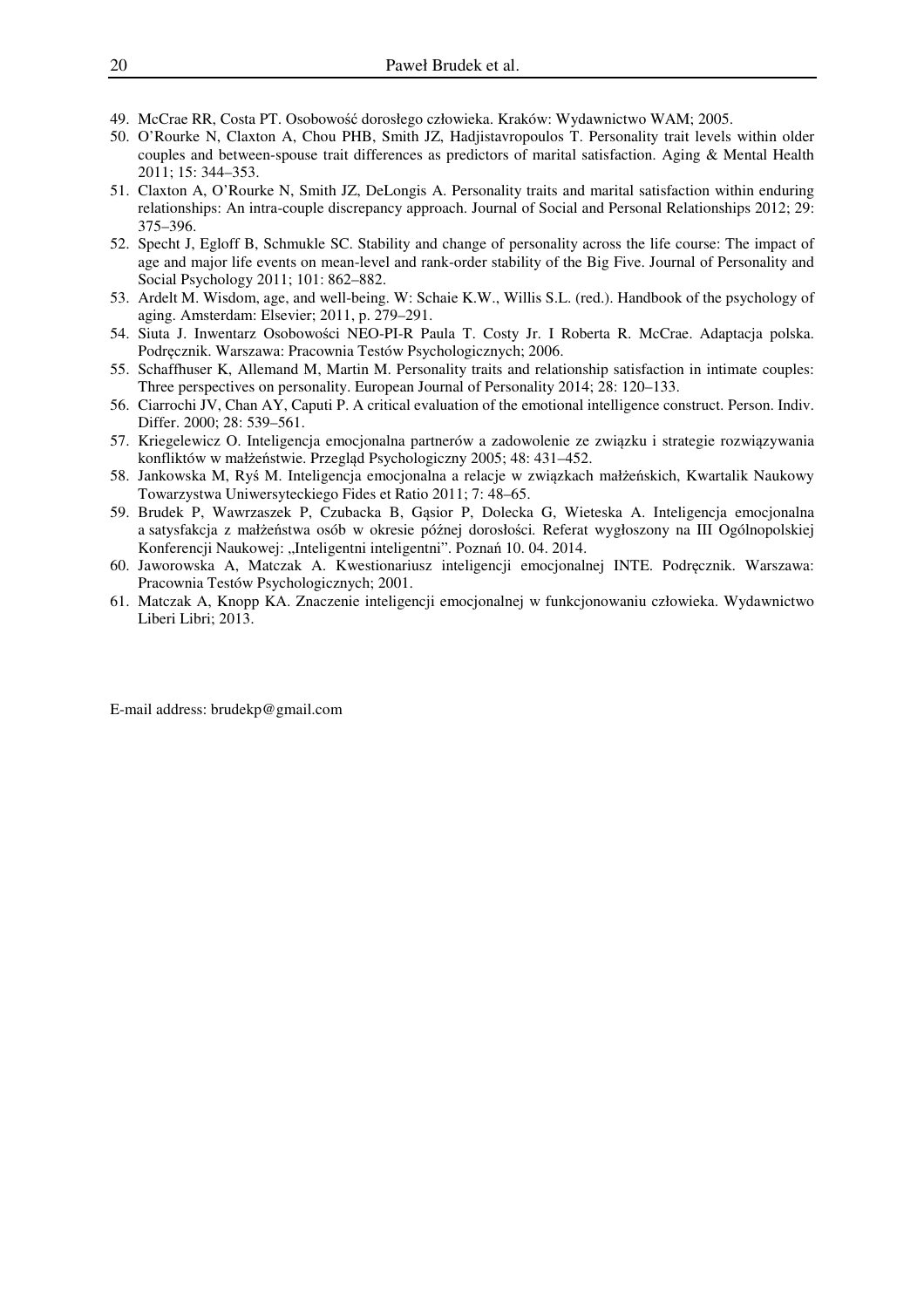49. McCrae RR, Costa PT. Osobowość dorosłego człowieka. Kraków: Wydawnictwo WAM; 2005.
50. O'Rourke N, Claxton A, Chou PHB, Smith JZ, Hadjistavropoulos T. Personality trait levels within older couples and between-spouse trait differences as predictors of marital satisfaction. Aging & Mental Health 2011; 15: 344–353.
51. Claxton A, O'Rourke N, Smith JZ, DeLongis A. Personality traits and marital satisfaction within enduring relationships: An intra-couple discrepancy approach. Journal of Social and Personal Relationships 2012; 29: 375–396.
52. Specht J, Egloff B, Schmukle SC. Stability and change of personality across the life course: The impact of age and major life events on mean-level and rank-order stability of the Big Five. Journal of Personality and Social Psychology 2011; 101: 862–882.
53. Ardelt M. Wisdom, age, and well-being. W: Schaie K.W., Willis S.L. (red.). Handbook of the psychology of aging. Amsterdam: Elsevier; 2011, p. 279–291.
54. Siuta J. Inwentarz Osobowości NEO-PI-R Paula T. Costy Jr. I Roberta R. McCrae. Adaptacja polska. Podręcznik. Warszawa: Pracownia Testów Psychologicznych; 2006.
55. Schaffhuser K, Allemand M, Martin M. Personality traits and relationship satisfaction in intimate couples: Three perspectives on personality. European Journal of Personality 2014; 28: 120–133.
56. Ciarrochi JV, Chan AY, Caputi P. A critical evaluation of the emotional intelligence construct. Person. Indiv. Differ. 2000; 28: 539–561.
57. Kriegelewicz O. Inteligencja emocjonalna partnerów a zadowolenie ze związku i strategie rozwiązywania konfliktów w małżeństwie. Przegląd Psychologiczny 2005; 48: 431–452.
58. Jankowska M, Ryś M. Inteligencja emocjonalna a relacje w związkach małżeńskich, Kwartalik Naukowy Towarzystwa Uniwersyteckiego Fides et Ratio 2011; 7: 48–65.
59. Brudek P, Wawrzaszek P, Czubacka B, Gąsior P, Dolecka G, Wieteska A. Inteligencja emocjonalna a satysfakcja z małżeństwa osób w okresie późnej dorosłości. Referat wygłoszony na III Ogólnopolskiej Konferencji Naukowej: „Inteligentni inteligentni". Poznań 10. 04. 2014.
60. Jaworowska A, Matczak A. Kwestionariusz inteligencji emocjonalnej INTE. Podręcznik. Warszawa: Pracownia Testów Psychologicznych; 2001.
61. Matczak A, Knopp KA. Znaczenie inteligencji emocjonalnej w funkcjonowaniu człowieka. Wydawnictwo Liberi Libri; 2013.

E-mail address: brudekp@gmail.com